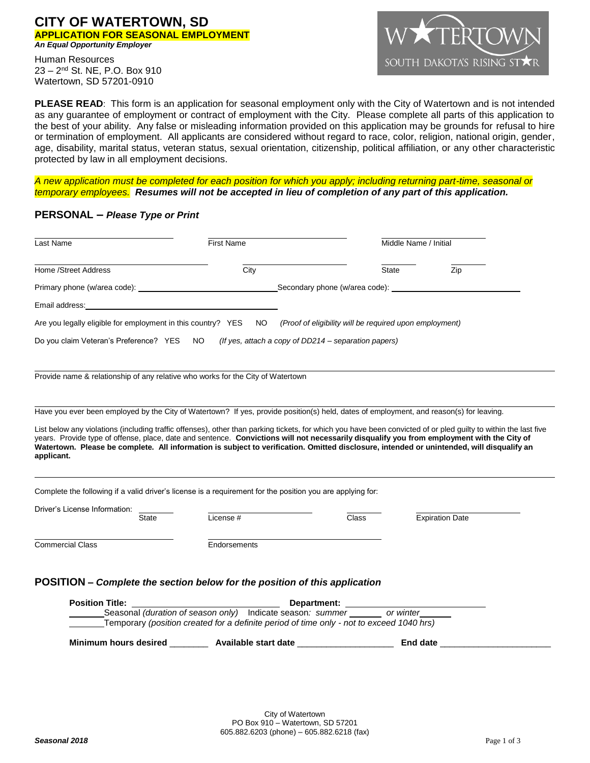# CITY OF WATERTOWN, SD

**APPLICATION FOR SEASONAL EMPLOYMENT**

***An Equal Opportunity Employer***

Human Resources
23 – 2nd St. NE, P.O. Box 910
Watertown, SD 57201-0910

WATERTOWN
SOUTH DAKOTA'S RISING STAR

**PLEASE READ**: This form is an application for seasonal employment only with the City of Watertown and is not intended as any guarantee of employment or contract of employment with the City. Please complete all parts of this application to the best of your ability. Any false or misleading information provided on this application may be grounds for refusal to hire or termination of employment. All applicants are considered without regard to race, color, religion, national origin, gender, age, disability, marital status, veteran status, sexual orientation, citizenship, political affiliation, or any other characteristic protected by law in all employment decisions.

*A new application must be completed for each position for which you apply; including returning part-time, seasonal or temporary employees.* ***Resumes will not be accepted in lieu of completion of any part of this application.***

## PERSONAL – *Please Type or Print*

Last Name ____________ First Name ____________ Middle Name / Initial ____________

Home /Street Address ____________ City ____________ State ______ Zip ______

Primary phone (w/area code): ____________ Secondary phone (w/area code): ____________

Email address: ____________

Are you legally eligible for employment in this country? YES NO *(Proof of eligibility will be required upon employment)*

Do you claim Veteran's Preference? YES NO *(If yes, attach a copy of DD214 – separation papers)*

____________

Provide name & relationship of any relative who works for the City of Watertown

____________

Have you ever been employed by the City of Watertown? If yes, provide position(s) held, dates of employment, and reason(s) for leaving.

List below any violations (including traffic offenses), other than parking tickets, for which you have been convicted of or pled guilty to within the last five years. Provide type of offense, place, date and sentence. **Convictions will not necessarily disqualify you from employment with the City of Watertown. Please be complete. All information is subject to verification. Omitted disclosure, intended or unintended, will disqualify an applicant.**

____________

Complete the following if a valid driver's license is a requirement for the position you are applying for:

Driver's License Information: ______ State ____________ License # ______ Class ____________ Expiration Date

____________ Commercial Class ____________ Endorsements

## POSITION – *Complete the section below for the position of this application*

**Position Title:** ____________ **Department:** ____________

______ Seasonal *(duration of season only)* Indicate season*: summer* ______ *or winter* ______

______ Temporary *(position created for a definite period of time only - not to exceed 1040 hrs)*

**Minimum hours desired** ________ **Available start date** ____________ **End date** ____________

City of Watertown
PO Box 910 – Watertown, SD 57201
605.882.6203 (phone) – 605.882.6218 (fax)

***Seasonal 2018***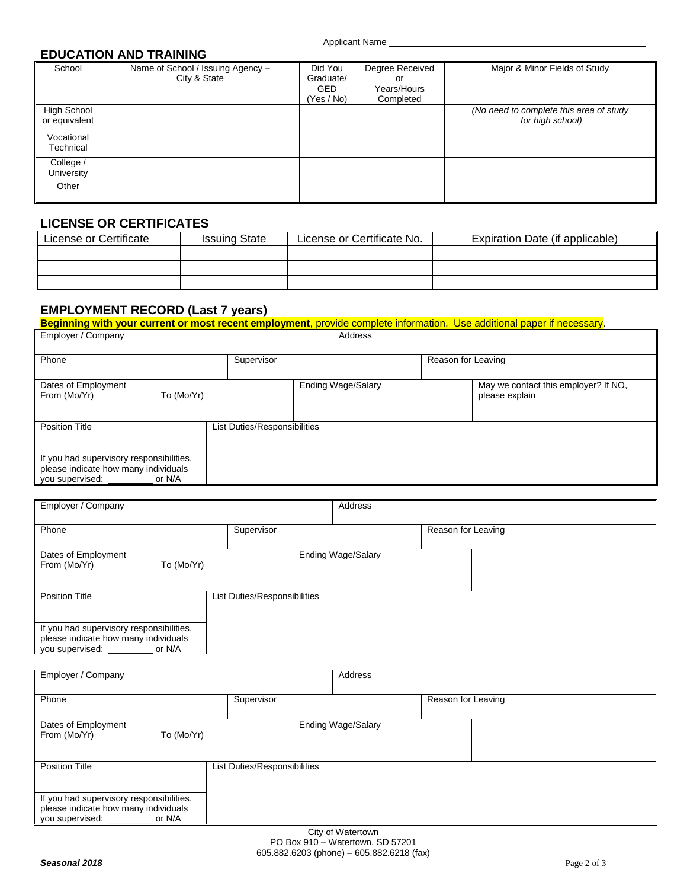Applicant Name ___________________________________________

## EDUCATION AND TRAINING

| School | Name of School / Issuing Agency – City & State | Did You Graduate/ GED (Yes / No) | Degree Received or Years/Hours Completed | Major & Minor Fields of Study |
|---|---|---|---|---|
| High School or equivalent | | | | *(No need to complete this area of study for high school)* |
| Vocational Technical | | | | |
| College / University | | | | |
| Other | | | | |

## LICENSE OR CERTIFICATES

| License or Certificate | Issuing State | License or Certificate No. | Expiration Date (if applicable) |
|---|---|---|---|
| | | | |
| | | | |
| | | | |

## EMPLOYMENT RECORD (Last 7 years)

**Beginning with your current or most recent employment**, provide complete information. Use additional paper if necessary.

| Employer / Company | | Address | |
|---|---|---|---|
| Phone | Supervisor | | Reason for Leaving |
| Dates of Employment From (Mo/Yr) To (Mo/Yr) | | Ending Wage/Salary | May we contact this employer? If NO, please explain |
| Position Title | List Duties/Responsibilities | | |
| If you had supervisory responsibilities, please indicate how many individuals you supervised: _________ or N/A | | | |

| Employer / Company | | Address | |
|---|---|---|---|
| Phone | Supervisor | | Reason for Leaving |
| Dates of Employment From (Mo/Yr) To (Mo/Yr) | | Ending Wage/Salary | |
| Position Title | List Duties/Responsibilities | | |
| If you had supervisory responsibilities, please indicate how many individuals you supervised: _________ or N/A | | | |

| Employer / Company | | Address | |
|---|---|---|---|
| Phone | Supervisor | | Reason for Leaving |
| Dates of Employment From (Mo/Yr) To (Mo/Yr) | | Ending Wage/Salary | |
| Position Title | List Duties/Responsibilities | | |
| If you had supervisory responsibilities, please indicate how many individuals you supervised: _________ or N/A | | | |

City of Watertown
PO Box 910 – Watertown, SD 57201
605.882.6203 (phone) – 605.882.6218 (fax)

***Seasonal 2018***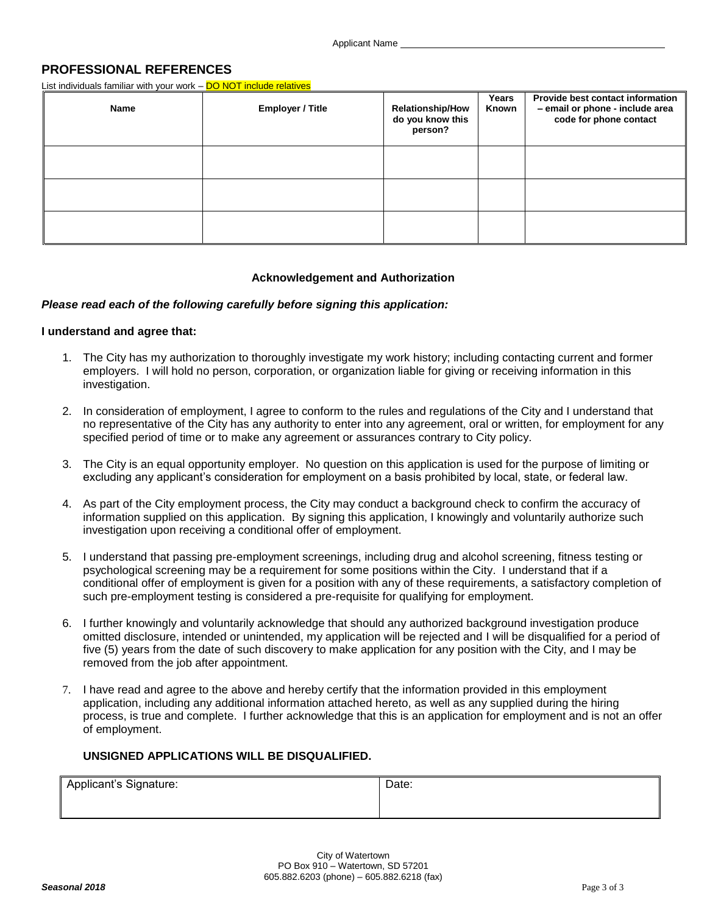Applicant Name ______________________________

## PROFESSIONAL REFERENCES

List individuals familiar with your work – DO NOT include relatives

| Name | Employer / Title | Relationship/How do you know this person? | Years Known | Provide best contact information – email or phone - include area code for phone contact |
|---|---|---|---|---|
| | | | | |
| | | | | |
| | | | | |

### Acknowledgement and Authorization

***Please read each of the following carefully before signing this application:***

**I understand and agree that:**

1. The City has my authorization to thoroughly investigate my work history; including contacting current and former employers. I will hold no person, corporation, or organization liable for giving or receiving information in this investigation.
2. In consideration of employment, I agree to conform to the rules and regulations of the City and I understand that no representative of the City has any authority to enter into any agreement, oral or written, for employment for any specified period of time or to make any agreement or assurances contrary to City policy.
3. The City is an equal opportunity employer. No question on this application is used for the purpose of limiting or excluding any applicant's consideration for employment on a basis prohibited by local, state, or federal law.
4. As part of the City employment process, the City may conduct a background check to confirm the accuracy of information supplied on this application. By signing this application, I knowingly and voluntarily authorize such investigation upon receiving a conditional offer of employment.
5. I understand that passing pre-employment screenings, including drug and alcohol screening, fitness testing or psychological screening may be a requirement for some positions within the City. I understand that if a conditional offer of employment is given for a position with any of these requirements, a satisfactory completion of such pre-employment testing is considered a pre-requisite for qualifying for employment.
6. I further knowingly and voluntarily acknowledge that should any authorized background investigation produce omitted disclosure, intended or unintended, my application will be rejected and I will be disqualified for a period of five (5) years from the date of such discovery to make application for any position with the City, and I may be removed from the job after appointment.
7. I have read and agree to the above and hereby certify that the information provided in this employment application, including any additional information attached hereto, as well as any supplied during the hiring process, is true and complete. I further acknowledge that this is an application for employment and is not an offer of employment.

**UNSIGNED APPLICATIONS WILL BE DISQUALIFIED.**

| Applicant's Signature: | Date: |
|---|---|
| | |

City of Watertown
PO Box 910 – Watertown, SD 57201
605.882.6203 (phone) – 605.882.6218 (fax)

***Seasonal 2018***